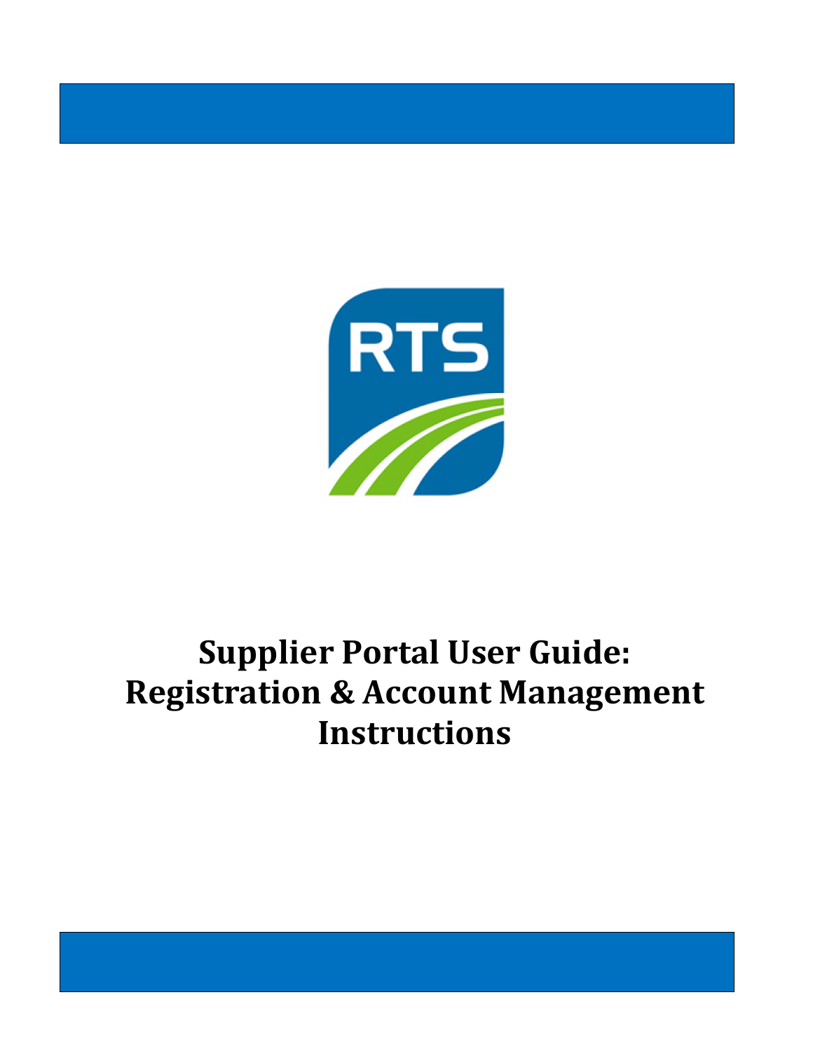# Supplier Portal User Guide: Registration & Account Management Instructions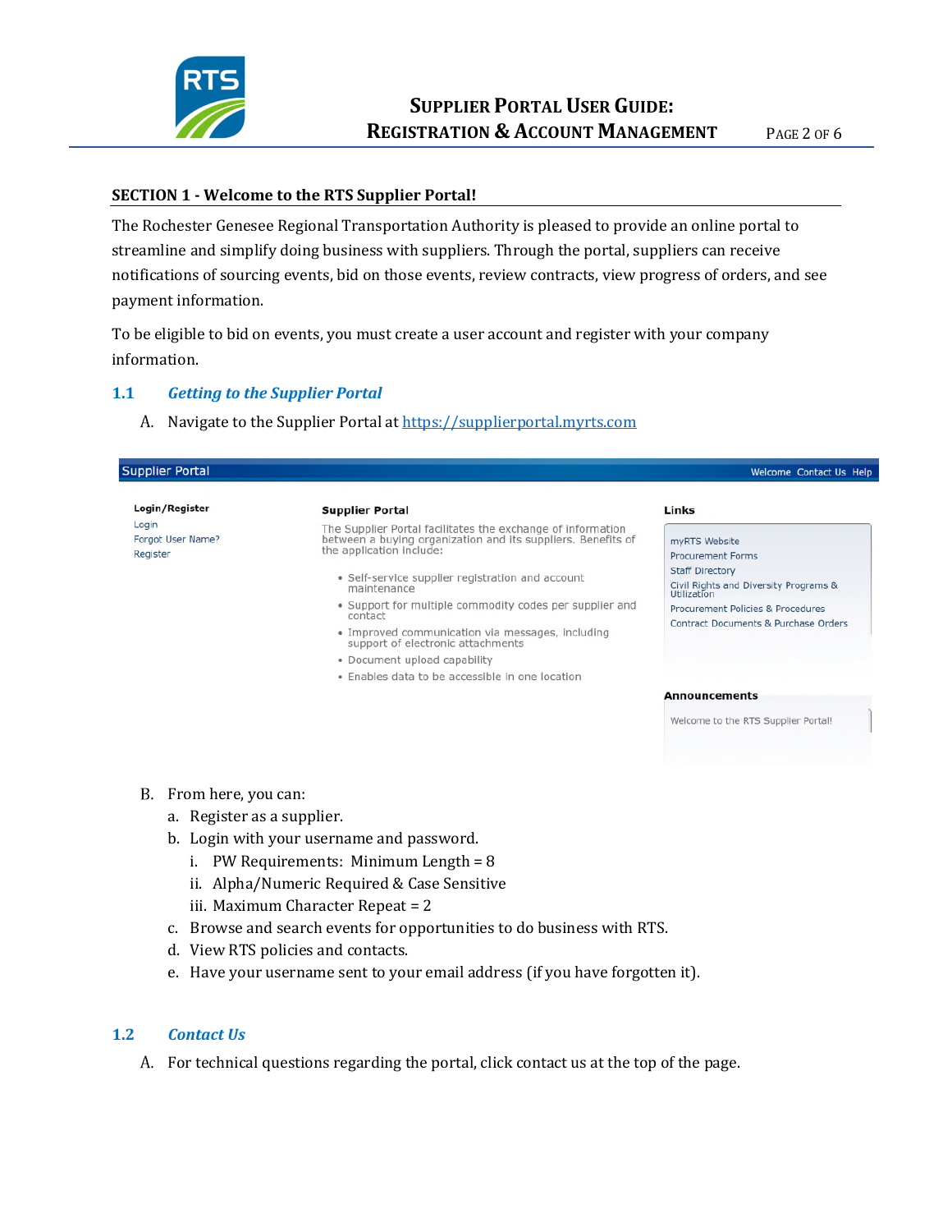## SECTION 1 - Welcome to the RTS Supplier Portal!

The Rochester Genesee Regional Transportation Authority is pleased to provide an online portal to streamline and simplify doing business with suppliers. Through the portal, suppliers can receive notifications of sourcing events, bid on those events, review contracts, view progress of orders, and see payment information.

To be eligible to bid on events, you must create a user account and register with your company information.

### 1.1 *Getting to the Supplier Portal*

A. Navigate to the Supplier Portal at [https://supplierportal.myrts.com](https://supplierportal.myrts.com)

Supplier Portal — Welcome Contact Us Help

**Login/Register**
- Login
- Forgot User Name?
- Register

**Supplier Portal**

The Supplier Portal facilitates the exchange of information between a buying organization and its suppliers. Benefits of the application include:

- Self-service supplier registration and account maintenance
- Support for multiple commodity codes per supplier and contact
- Improved communication via messages, including support of electronic attachments
- Document upload capability
- Enables data to be accessible in one location

**Links**
- myRTS Website
- Procurement Forms
- Staff Directory
- Civil Rights and Diversity Programs & Utilization
- Procurement Policies & Procedures
- Contract Documents & Purchase Orders

**Announcements**

Welcome to the RTS Supplier Portal!

B. From here, you can:
   a. Register as a supplier.
   b. Login with your username and password.
      i. PW Requirements: Minimum Length = 8
      ii. Alpha/Numeric Required & Case Sensitive
      iii. Maximum Character Repeat = 2
   c. Browse and search events for opportunities to do business with RTS.
   d. View RTS policies and contacts.
   e. Have your username sent to your email address (if you have forgotten it).

### 1.2 *Contact Us*

A. For technical questions regarding the portal, click contact us at the top of the page.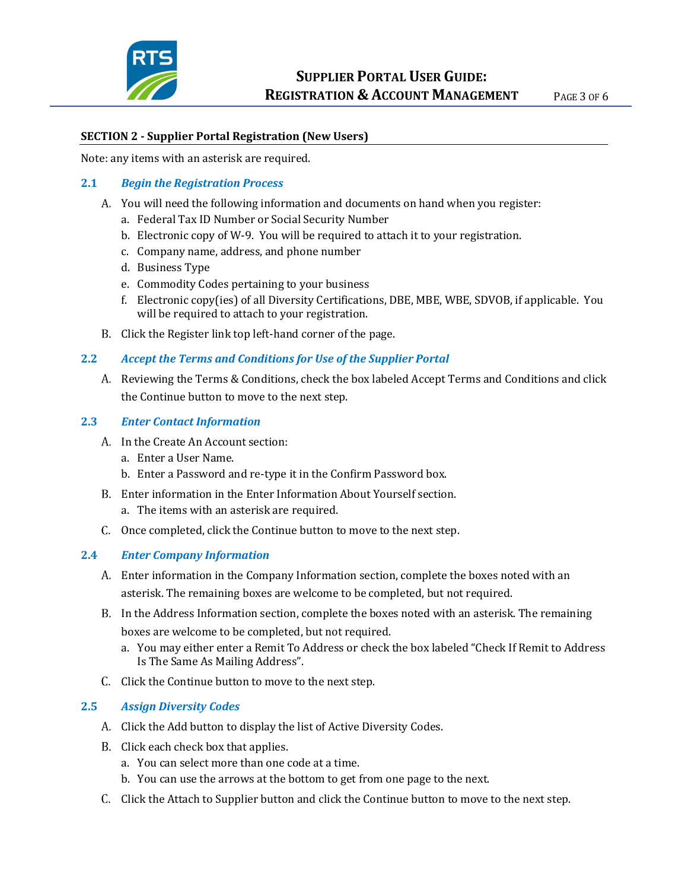## SECTION 2 - Supplier Portal Registration (New Users)

Note: any items with an asterisk are required.

### 2.1 *Begin the Registration Process*

A. You will need the following information and documents on hand when you register:
   a. Federal Tax ID Number or Social Security Number
   b. Electronic copy of W-9. You will be required to attach it to your registration.
   c. Company name, address, and phone number
   d. Business Type
   e. Commodity Codes pertaining to your business
   f. Electronic copy(ies) of all Diversity Certifications, DBE, MBE, WBE, SDVOB, if applicable. You will be required to attach to your registration.

B. Click the Register link top left-hand corner of the page.

### 2.2 *Accept the Terms and Conditions for Use of the Supplier Portal*

A. Reviewing the Terms & Conditions, check the box labeled Accept Terms and Conditions and click the Continue button to move to the next step.

### 2.3 *Enter Contact Information*

A. In the Create An Account section:
   a. Enter a User Name.
   b. Enter a Password and re-type it in the Confirm Password box.

B. Enter information in the Enter Information About Yourself section.
   a. The items with an asterisk are required.

C. Once completed, click the Continue button to move to the next step.

### 2.4 *Enter Company Information*

A. Enter information in the Company Information section, complete the boxes noted with an asterisk. The remaining boxes are welcome to be completed, but not required.

B. In the Address Information section, complete the boxes noted with an asterisk. The remaining boxes are welcome to be completed, but not required.
   a. You may either enter a Remit To Address or check the box labeled "Check If Remit to Address Is The Same As Mailing Address".

C. Click the Continue button to move to the next step.

### 2.5 *Assign Diversity Codes*

A. Click the Add button to display the list of Active Diversity Codes.

B. Click each check box that applies.
   a. You can select more than one code at a time.
   b. You can use the arrows at the bottom to get from one page to the next.

C. Click the Attach to Supplier button and click the Continue button to move to the next step.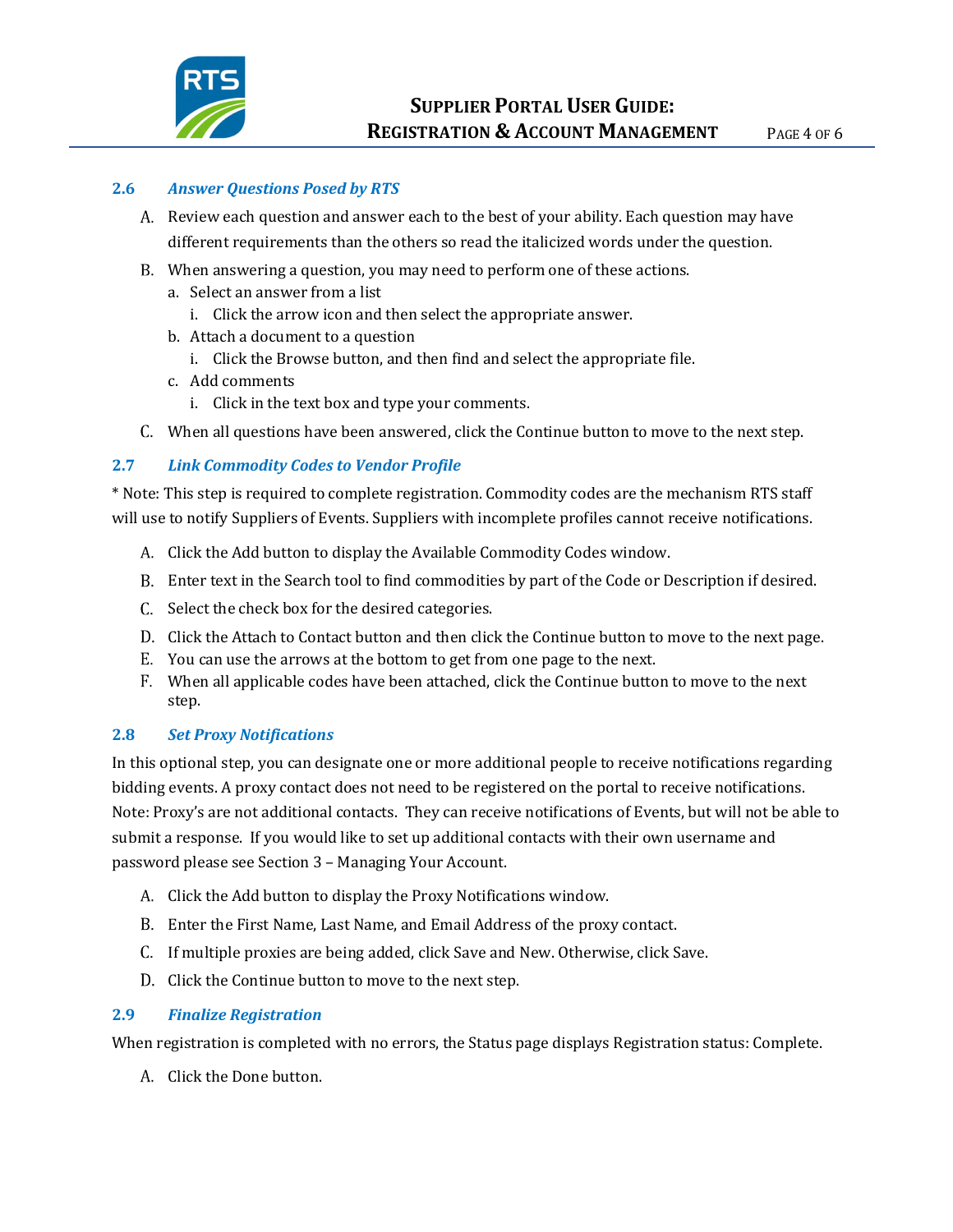### 2.6 *Answer Questions Posed by RTS*

A. Review each question and answer each to the best of your ability. Each question may have different requirements than the others so read the italicized words under the question.

B. When answering a question, you may need to perform one of these actions.
   a. Select an answer from a list
      i. Click the arrow icon and then select the appropriate answer.
   b. Attach a document to a question
      i. Click the Browse button, and then find and select the appropriate file.
   c. Add comments
      i. Click in the text box and type your comments.

C. When all questions have been answered, click the Continue button to move to the next step.

### 2.7 *Link Commodity Codes to Vendor Profile*

* Note: This step is required to complete registration. Commodity codes are the mechanism RTS staff will use to notify Suppliers of Events. Suppliers with incomplete profiles cannot receive notifications.

A. Click the Add button to display the Available Commodity Codes window.

B. Enter text in the Search tool to find commodities by part of the Code or Description if desired.

C. Select the check box for the desired categories.

D. Click the Attach to Contact button and then click the Continue button to move to the next page.

E. You can use the arrows at the bottom to get from one page to the next.

F. When all applicable codes have been attached, click the Continue button to move to the next step.

### 2.8 *Set Proxy Notifications*

In this optional step, you can designate one or more additional people to receive notifications regarding bidding events. A proxy contact does not need to be registered on the portal to receive notifications. Note: Proxy's are not additional contacts. They can receive notifications of Events, but will not be able to submit a response. If you would like to set up additional contacts with their own username and password please see Section 3 – Managing Your Account.

A. Click the Add button to display the Proxy Notifications window.

B. Enter the First Name, Last Name, and Email Address of the proxy contact.

C. If multiple proxies are being added, click Save and New. Otherwise, click Save.

D. Click the Continue button to move to the next step.

### 2.9 *Finalize Registration*

When registration is completed with no errors, the Status page displays Registration status: Complete.

A. Click the Done button.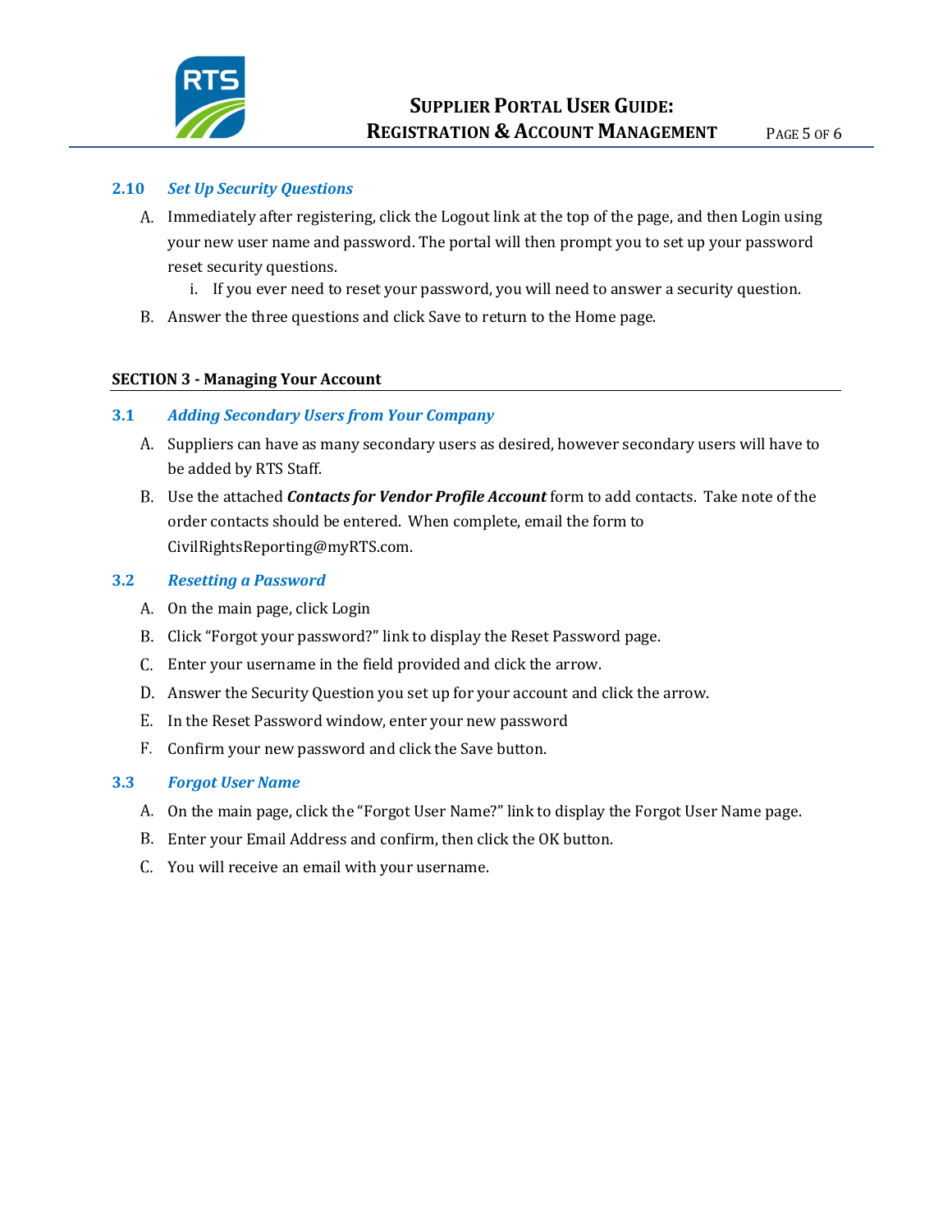### 2.10 *Set Up Security Questions*

A. Immediately after registering, click the Logout link at the top of the page, and then Login using your new user name and password. The portal will then prompt you to set up your password reset security questions.
   i. If you ever need to reset your password, you will need to answer a security question.

B. Answer the three questions and click Save to return to the Home page.

## SECTION 3 - Managing Your Account

### 3.1 *Adding Secondary Users from Your Company*

A. Suppliers can have as many secondary users as desired, however secondary users will have to be added by RTS Staff.

B. Use the attached ***Contacts for Vendor Profile Account*** form to add contacts. Take note of the order contacts should be entered. When complete, email the form to CivilRightsReporting@myRTS.com.

### 3.2 *Resetting a Password*

A. On the main page, click Login

B. Click "Forgot your password?" link to display the Reset Password page.

C. Enter your username in the field provided and click the arrow.

D. Answer the Security Question you set up for your account and click the arrow.

E. In the Reset Password window, enter your new password

F. Confirm your new password and click the Save button.

### 3.3 *Forgot User Name*

A. On the main page, click the "Forgot User Name?" link to display the Forgot User Name page.

B. Enter your Email Address and confirm, then click the OK button.

C. You will receive an email with your username.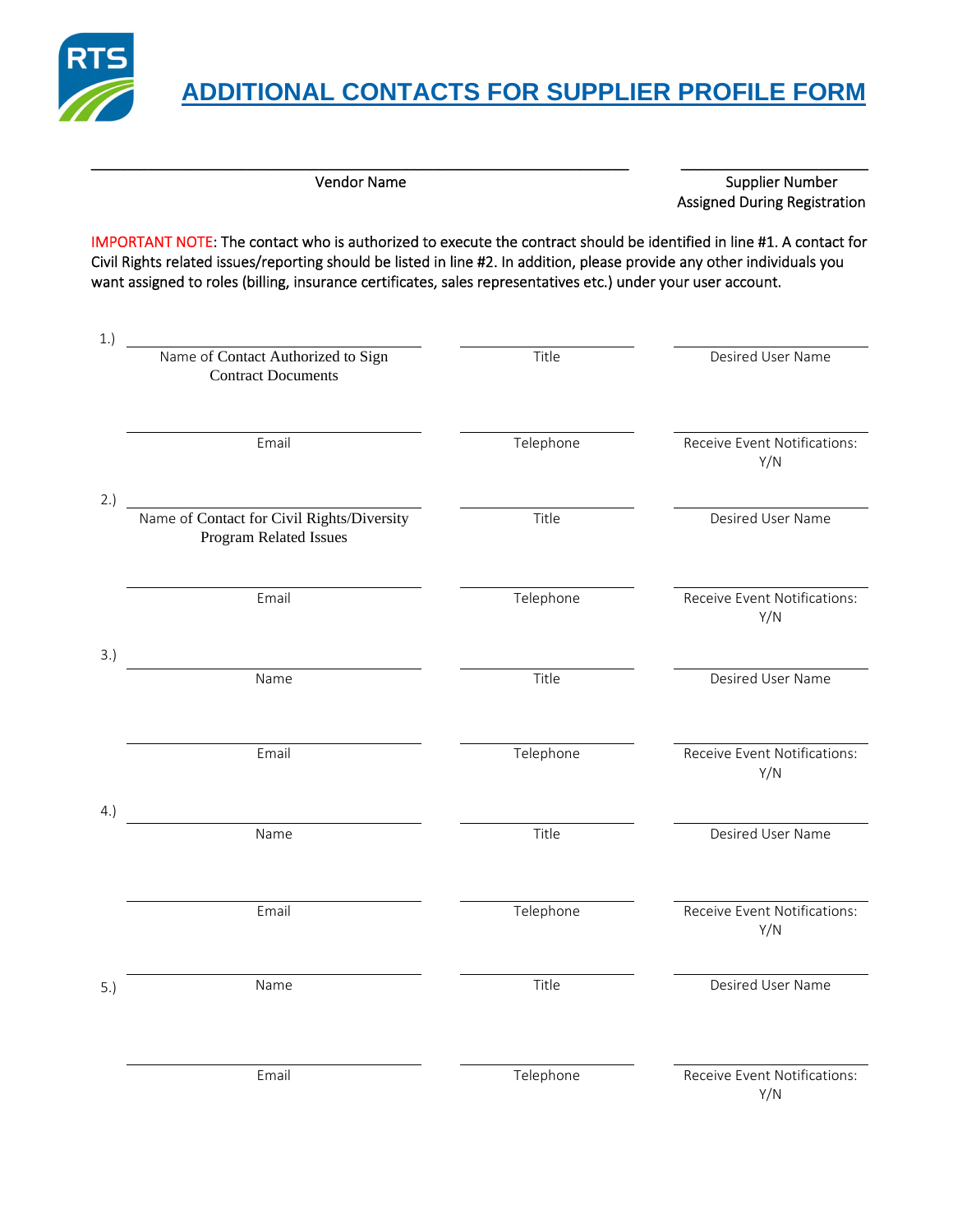# ADDITIONAL CONTACTS FOR SUPPLIER PROFILE FORM

| | |
|---|---|
| Vendor Name | Supplier Number Assigned During Registration |

IMPORTANT NOTE: The contact who is authorized to execute the contract should be identified in line #1. A contact for Civil Rights related issues/reporting should be listed in line #2. In addition, please provide any other individuals you want assigned to roles (billing, insurance certificates, sales representatives etc.) under your user account.

| | | | |
|---|---|---|---|
| 1.) | Name of Contact Authorized to Sign Contract Documents | Title | Desired User Name |
| | Email | Telephone | Receive Event Notifications: Y/N |
| 2.) | Name of Contact for Civil Rights/Diversity Program Related Issues | Title | Desired User Name |
| | Email | Telephone | Receive Event Notifications: Y/N |
| 3.) | Name | Title | Desired User Name |
| | Email | Telephone | Receive Event Notifications: Y/N |
| 4.) | Name | Title | Desired User Name |
| | Email | Telephone | Receive Event Notifications: Y/N |
| 5.) | Name | Title | Desired User Name |
| | Email | Telephone | Receive Event Notifications: Y/N |